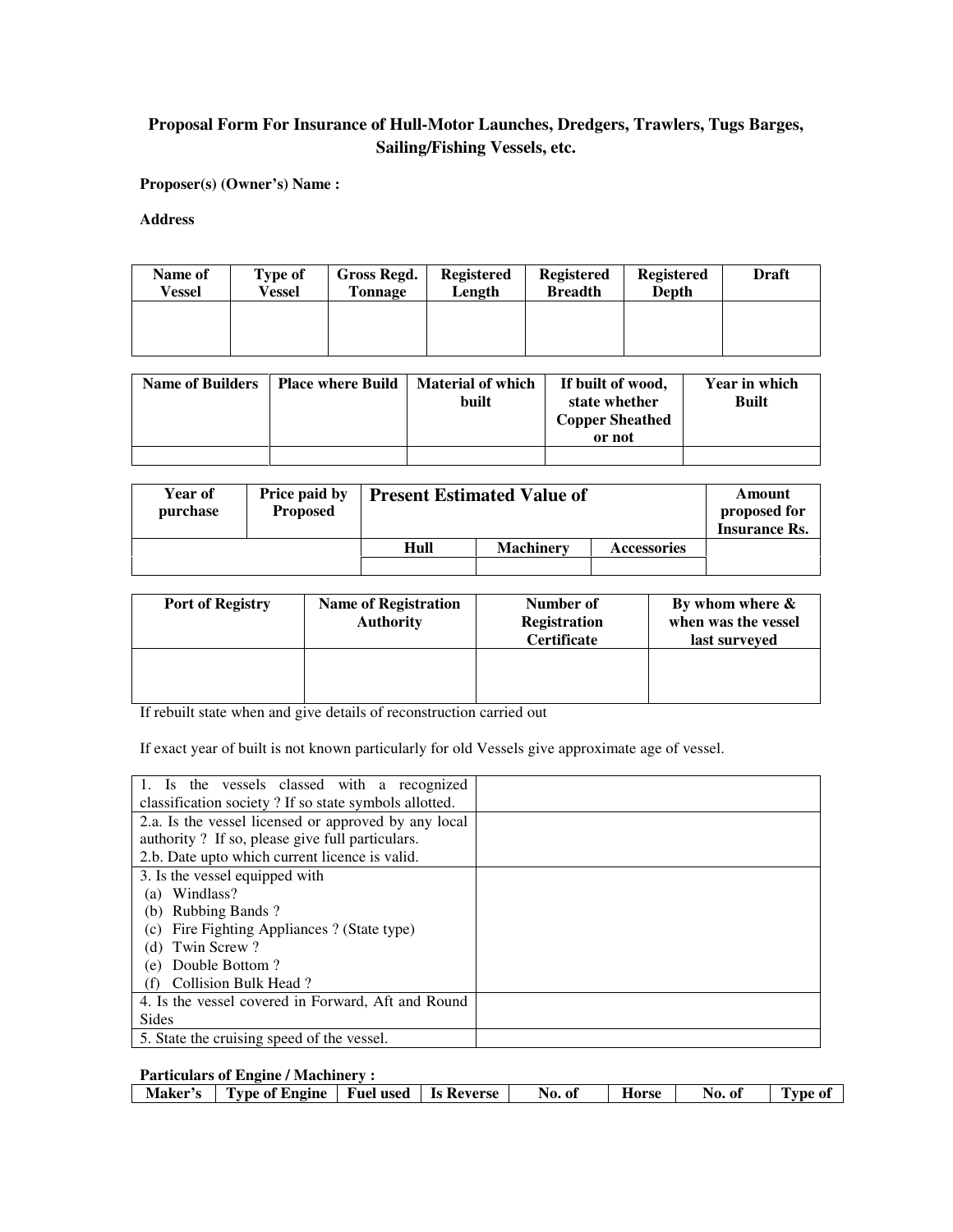## Proposal Form For Insurance of Hull-Motor Launches, Dredgers, Trawlers, Tugs Barges, Sailing/Fishing Vessels, etc.

**Proposer(s) (Owner's) Name :**

**Address**

| Name of Vessel | Type of Vessel | Gross Regd. Tonnage | Registered Length | Registered Breadth | Registered Depth | Draft |
|---|---|---|---|---|---|---|
| | | | | | | |

| Name of Builders | Place where Build | Material of which built | If built of wood, state whether Copper Sheathed or not | Year in which Built |
|---|---|---|---|---|
| | | | | |

| Year of purchase | Price paid by Proposed | Present Estimated Value of | | | Amount proposed for Insurance Rs. |
|---|---|---|---|---|---|
| | | Hull | Machinery | Accessories | |
| | | | | | |

| Port of Registry | Name of Registration Authority | Number of Registration Certificate | By whom where & when was the vessel last surveyed |
|---|---|---|---|
| | | | |

If rebuilt state when and give details of reconstruction carried out

If exact year of built is not known particularly for old Vessels give approximate age of vessel.

| | |
|---|---|
| 1. Is the vessels classed with a recognized classification society ? If so state symbols allotted. | |
| 2.a. Is the vessel licensed or approved by any local authority ? If so, please give full particulars.<br>2.b. Date upto which current licence is valid. | |
| 3. Is the vessel equipped with<br>(a) Windlass?<br>(b) Rubbing Bands ?<br>(c) Fire Fighting Appliances ? (State type)<br>(d) Twin Screw ?<br>(e) Double Bottom ?<br>(f) Collision Bulk Head ? | |
| 4. Is the vessel covered in Forward, Aft and Round Sides | |
| 5. State the cruising speed of the vessel. | |

**Particulars of Engine / Machinery :**

| Maker's | Type of Engine | Fuel used | Is Reverse | No. of | Horse | No. of | Type of |
|---|---|---|---|---|---|---|---|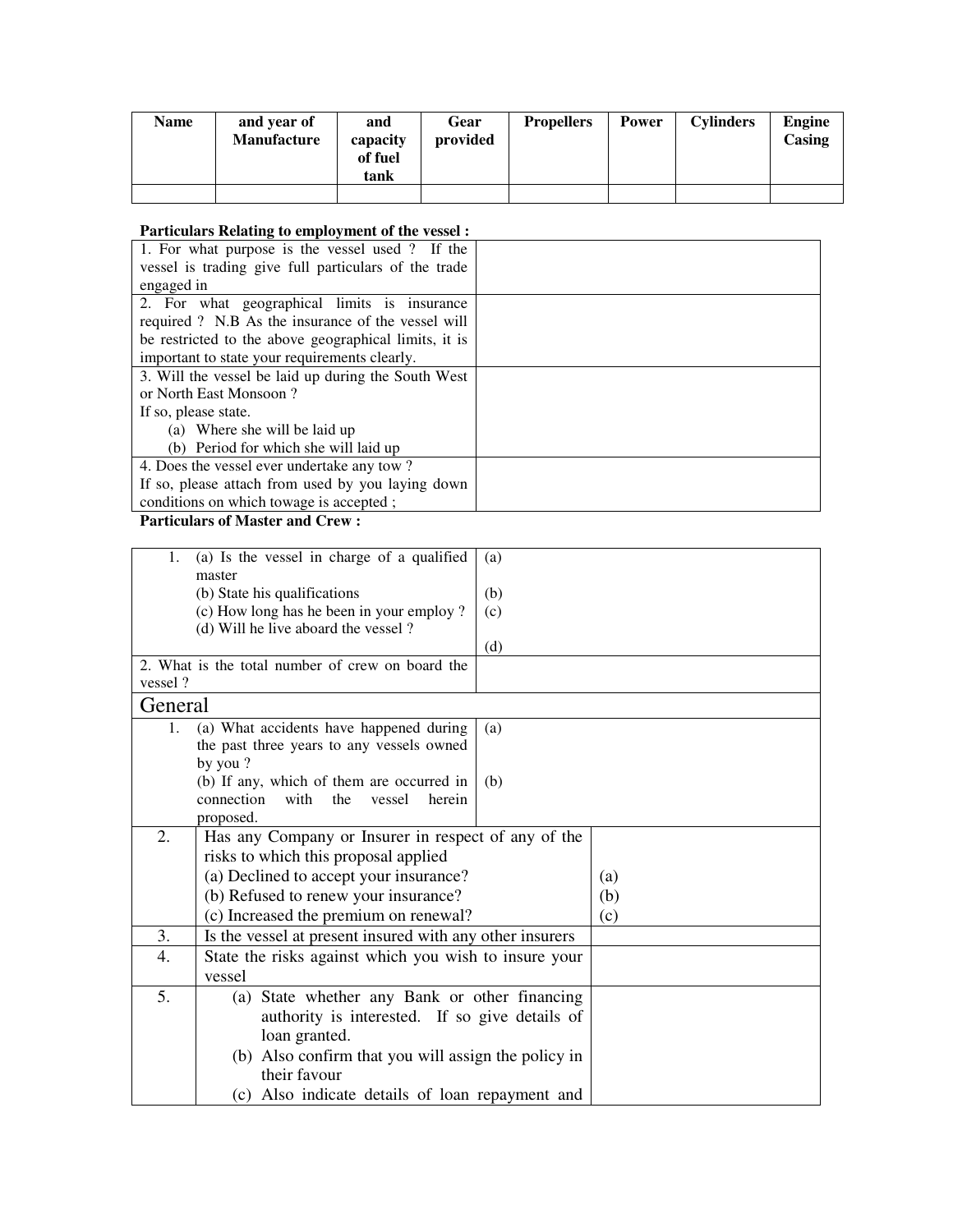| Name | and year of Manufacture | and capacity of fuel tank | Gear provided | Propellers | Power | Cylinders | Engine Casing |
|---|---|---|---|---|---|---|---|
| | | | | | | | |

**Particulars Relating to employment of the vessel :**

| | |
|---|---|
| 1. For what purpose is the vessel used ? If the vessel is trading give full particulars of the trade engaged in | |
| 2. For what geographical limits is insurance required ? N.B As the insurance of the vessel will be restricted to the above geographical limits, it is important to state your requirements clearly. | |
| 3. Will the vessel be laid up during the South West or North East Monsoon ? If so, please state. (a) Where she will be laid up (b) Period for which she will laid up | |
| 4. Does the vessel ever undertake any tow ? If so, please attach from used by you laying down conditions on which towage is accepted ; | |

**Particulars of Master and Crew :**

| | |
|---|---|
| 1. (a) Is the vessel in charge of a qualified master<br>(b) State his qualifications<br>(c) How long has he been in your employ ?<br>(d) Will he live aboard the vessel ? | (a)<br>(b)<br>(c)<br>(d) |
| 2. What is the total number of crew on board the vessel ? | |

## General

| | | |
|---|---|---|
| 1. | (a) What accidents have happened during the past three years to any vessels owned by you ?<br>(b) If any, which of them are occurred in connection with the vessel herein proposed. | (a)<br>(b) |
| 2. | Has any Company or Insurer in respect of any of the risks to which this proposal applied<br>(a) Declined to accept your insurance?<br>(b) Refused to renew your insurance?<br>(c) Increased the premium on renewal? | (a)<br>(b)<br>(c) |
| 3. | Is the vessel at present insured with any other insurers | |
| 4. | State the risks against which you wish to insure your vessel | |
| 5. | (a) State whether any Bank or other financing authority is interested. If so give details of loan granted.<br>(b) Also confirm that you will assign the policy in their favour<br>(c) Also indicate details of loan repayment and | |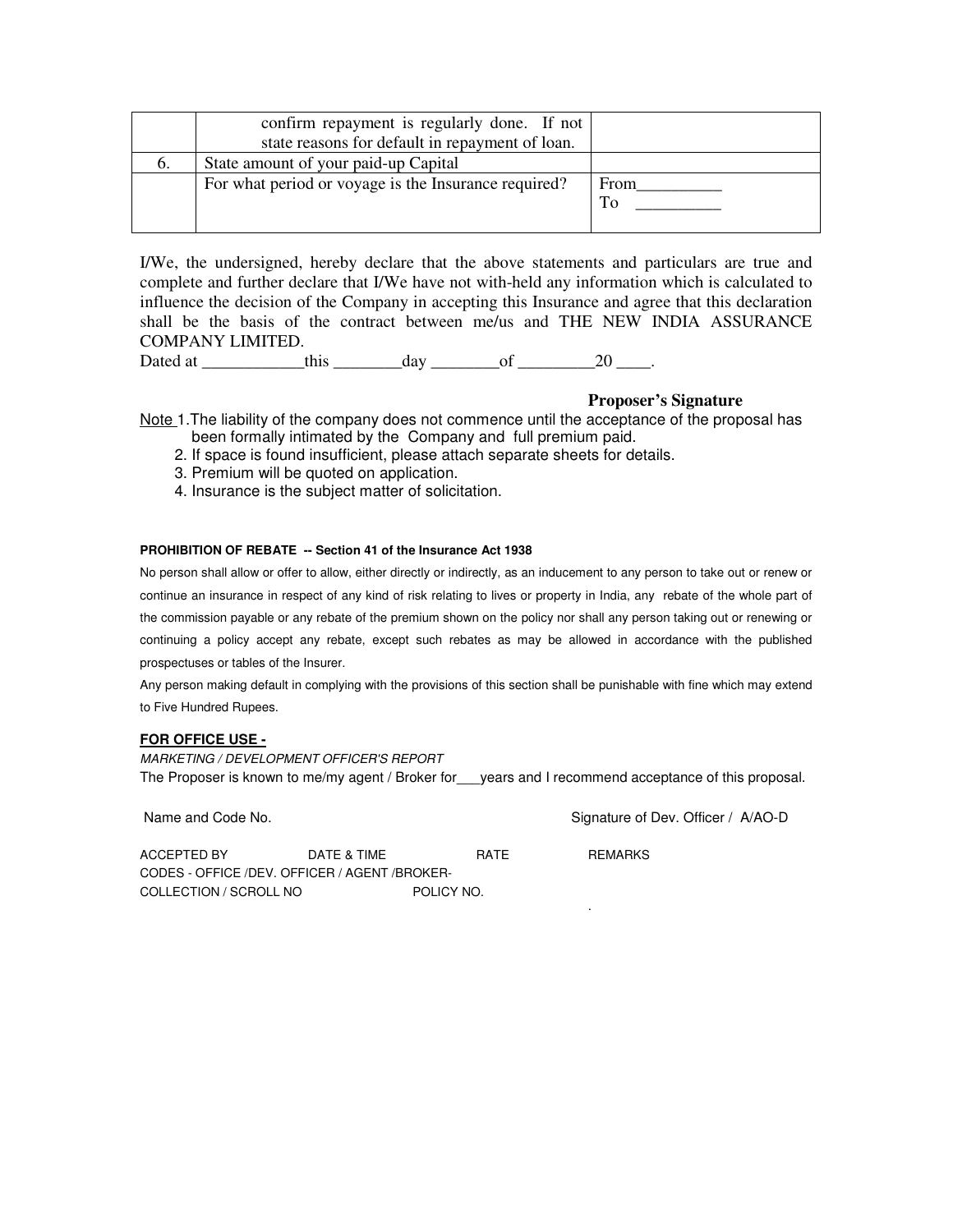| | | |
|---|---|---|
| | confirm repayment is regularly done. If not state reasons for default in repayment of loan. | |
| 6. | State amount of your paid-up Capital | |
| | For what period or voyage is the Insurance required? | From__________ To __________ |

I/We, the undersigned, hereby declare that the above statements and particulars are true and complete and further declare that I/We have not with-held any information which is calculated to influence the decision of the Company in accepting this Insurance and agree that this declaration shall be the basis of the contract between me/us and THE NEW INDIA ASSURANCE COMPANY LIMITED.

Dated at ____________this ________day ________of _________20 ____.

**Proposer's Signature**

Note 1. The liability of the company does not commence until the acceptance of the proposal has been formally intimated by the Company and full premium paid.

2. If space is found insufficient, please attach separate sheets for details.
3. Premium will be quoted on application.
4. Insurance is the subject matter of solicitation.

**PROHIBITION OF REBATE -- Section 41 of the Insurance Act 1938**

No person shall allow or offer to allow, either directly or indirectly, as an inducement to any person to take out or renew or continue an insurance in respect of any kind of risk relating to lives or property in India, any rebate of the whole part of the commission payable or any rebate of the premium shown on the policy nor shall any person taking out or renewing or continuing a policy accept any rebate, except such rebates as may be allowed in accordance with the published prospectuses or tables of the Insurer.

Any person making default in complying with the provisions of this section shall be punishable with fine which may extend to Five Hundred Rupees.

**FOR OFFICE USE -**

*MARKETING / DEVELOPMENT OFFICER'S REPORT*

The Proposer is known to me/my agent / Broker for___years and I recommend acceptance of this proposal.

Name and Code No. Signature of Dev. Officer / A/AO-D

ACCEPTED BY DATE & TIME RATE REMARKS

CODES - OFFICE /DEV. OFFICER / AGENT /BROKER-

COLLECTION / SCROLL NO POLICY NO.